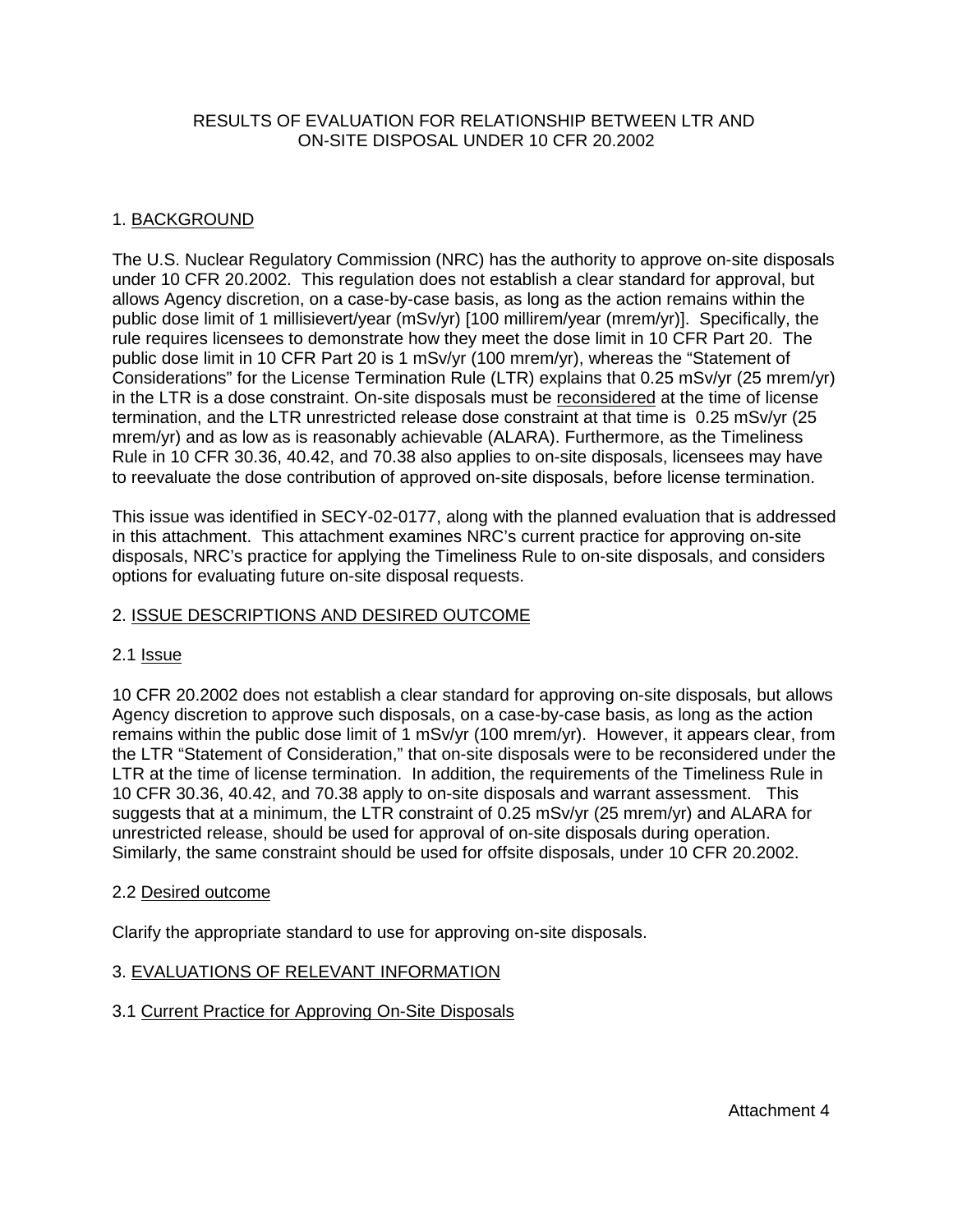# RESULTS OF EVALUATION FOR RELATIONSHIP BETWEEN LTR AND ON-SITE DISPOSAL UNDER 10 CFR 20.2002

## 1. BACKGROUND

The U.S. Nuclear Regulatory Commission (NRC) has the authority to approve on-site disposals under 10 CFR 20.2002. This regulation does not establish a clear standard for approval, but allows Agency discretion, on a case-by-case basis, as long as the action remains within the public dose limit of 1 millisievert/year (mSv/yr) [100 millirem/year (mrem/yr)]. Specifically, the rule requires licensees to demonstrate how they meet the dose limit in 10 CFR Part 20. The public dose limit in 10 CFR Part 20 is 1 mSv/yr (100 mrem/yr), whereas the "Statement of Considerations" for the License Termination Rule (LTR) explains that 0.25 mSv/yr (25 mrem/yr) in the LTR is a dose constraint. On-site disposals must be reconsidered at the time of license termination, and the LTR unrestricted release dose constraint at that time is 0.25 mSv/yr (25 mrem/yr) and as low as is reasonably achievable (ALARA). Furthermore, as the Timeliness Rule in 10 CFR 30.36, 40.42, and 70.38 also applies to on-site disposals, licensees may have to reevaluate the dose contribution of approved on-site disposals, before license termination.

This issue was identified in SECY-02-0177, along with the planned evaluation that is addressed in this attachment. This attachment examines NRC's current practice for approving on-site disposals, NRC's practice for applying the Timeliness Rule to on-site disposals, and considers options for evaluating future on-site disposal requests.

## 2. ISSUE DESCRIPTIONS AND DESIRED OUTCOME

### 2.1 Issue

10 CFR 20.2002 does not establish a clear standard for approving on-site disposals, but allows Agency discretion to approve such disposals, on a case-by-case basis, as long as the action remains within the public dose limit of 1 mSv/yr (100 mrem/yr). However, it appears clear, from the LTR "Statement of Consideration," that on-site disposals were to be reconsidered under the LTR at the time of license termination. In addition, the requirements of the Timeliness Rule in 10 CFR 30.36, 40.42, and 70.38 apply to on-site disposals and warrant assessment. This suggests that at a minimum, the LTR constraint of 0.25 mSv/yr (25 mrem/yr) and ALARA for unrestricted release, should be used for approval of on-site disposals during operation. Similarly, the same constraint should be used for offsite disposals, under 10 CFR 20.2002.

### 2.2 Desired outcome

Clarify the appropriate standard to use for approving on-site disposals.

## 3. EVALUATIONS OF RELEVANT INFORMATION

### 3.1 Current Practice for Approving On-Site Disposals

Attachment 4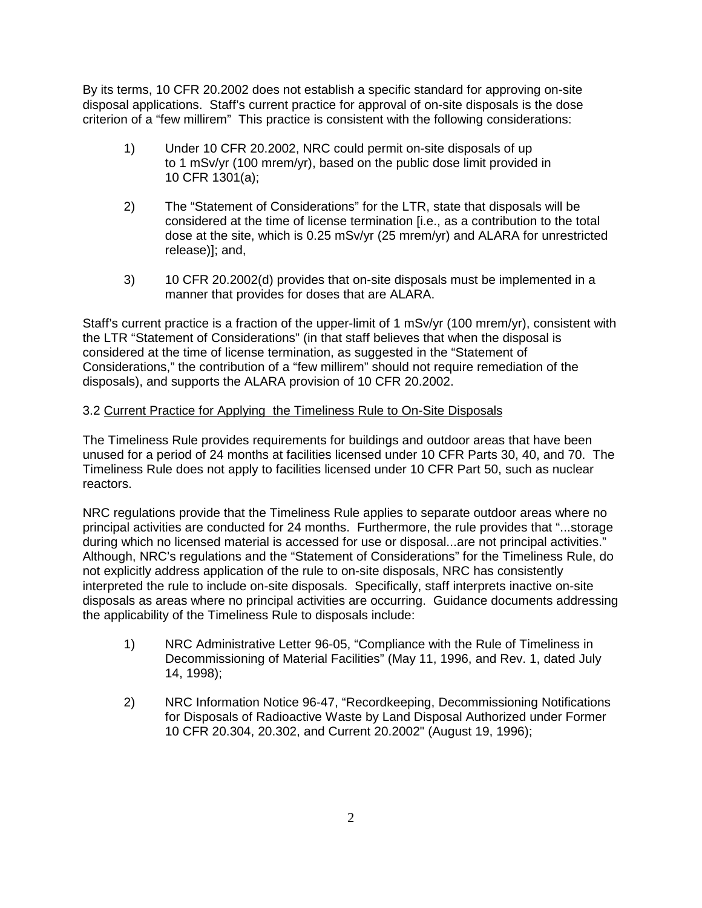By its terms, 10 CFR 20.2002 does not establish a specific standard for approving on-site disposal applications. Staff's current practice for approval of on-site disposals is the dose criterion of a "few millirem" This practice is consistent with the following considerations:

1) Under 10 CFR 20.2002, NRC could permit on-site disposals of up to 1 mSv/yr (100 mrem/yr), based on the public dose limit provided in 10 CFR 1301(a);

2) The "Statement of Considerations" for the LTR, state that disposals will be considered at the time of license termination [i.e., as a contribution to the total dose at the site, which is 0.25 mSv/yr (25 mrem/yr) and ALARA for unrestricted release)]; and,

3) 10 CFR 20.2002(d) provides that on-site disposals must be implemented in a manner that provides for doses that are ALARA.

Staff's current practice is a fraction of the upper-limit of 1 mSv/yr (100 mrem/yr), consistent with the LTR "Statement of Considerations" (in that staff believes that when the disposal is considered at the time of license termination, as suggested in the "Statement of Considerations," the contribution of a "few millirem" should not require remediation of the disposals), and supports the ALARA provision of 10 CFR 20.2002.

3.2 Current Practice for Applying the Timeliness Rule to On-Site Disposals

The Timeliness Rule provides requirements for buildings and outdoor areas that have been unused for a period of 24 months at facilities licensed under 10 CFR Parts 30, 40, and 70. The Timeliness Rule does not apply to facilities licensed under 10 CFR Part 50, such as nuclear reactors.

NRC regulations provide that the Timeliness Rule applies to separate outdoor areas where no principal activities are conducted for 24 months. Furthermore, the rule provides that "...storage during which no licensed material is accessed for use or disposal...are not principal activities." Although, NRC's regulations and the "Statement of Considerations" for the Timeliness Rule, do not explicitly address application of the rule to on-site disposals, NRC has consistently interpreted the rule to include on-site disposals. Specifically, staff interprets inactive on-site disposals as areas where no principal activities are occurring. Guidance documents addressing the applicability of the Timeliness Rule to disposals include:

1) NRC Administrative Letter 96-05, "Compliance with the Rule of Timeliness in Decommissioning of Material Facilities" (May 11, 1996, and Rev. 1, dated July 14, 1998);

2) NRC Information Notice 96-47, "Recordkeeping, Decommissioning Notifications for Disposals of Radioactive Waste by Land Disposal Authorized under Former 10 CFR 20.304, 20.302, and Current 20.2002" (August 19, 1996);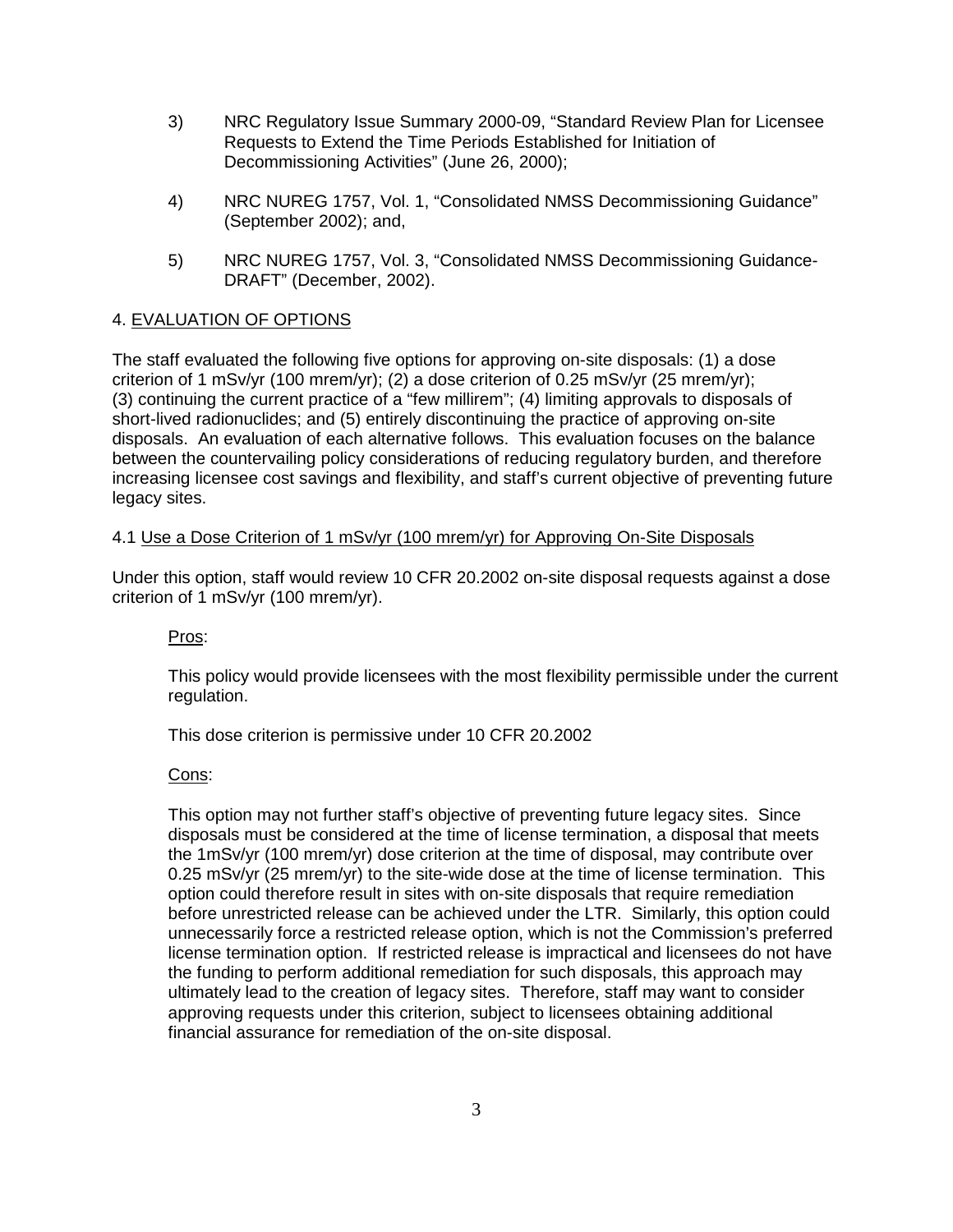3) NRC Regulatory Issue Summary 2000-09, “Standard Review Plan for Licensee Requests to Extend the Time Periods Established for Initiation of Decommissioning Activities” (June 26, 2000);

4) NRC NUREG 1757, Vol. 1, “Consolidated NMSS Decommissioning Guidance” (September 2002); and,

5) NRC NUREG 1757, Vol. 3, “Consolidated NMSS Decommissioning Guidance-DRAFT” (December, 2002).

## 4. EVALUATION OF OPTIONS

The staff evaluated the following five options for approving on-site disposals: (1) a dose criterion of 1 mSv/yr (100 mrem/yr); (2) a dose criterion of 0.25 mSv/yr (25 mrem/yr); (3) continuing the current practice of a “few millirem”; (4) limiting approvals to disposals of short-lived radionuclides; and (5) entirely discontinuing the practice of approving on-site disposals. An evaluation of each alternative follows. This evaluation focuses on the balance between the countervailing policy considerations of reducing regulatory burden, and therefore increasing licensee cost savings and flexibility, and staff's current objective of preventing future legacy sites.

### 4.1 Use a Dose Criterion of 1 mSv/yr (100 mrem/yr) for Approving On-Site Disposals

Under this option, staff would review 10 CFR 20.2002 on-site disposal requests against a dose criterion of 1 mSv/yr (100 mrem/yr).

Pros:

This policy would provide licensees with the most flexibility permissible under the current regulation.

This dose criterion is permissive under 10 CFR 20.2002

Cons:

This option may not further staff's objective of preventing future legacy sites. Since disposals must be considered at the time of license termination, a disposal that meets the 1mSv/yr (100 mrem/yr) dose criterion at the time of disposal, may contribute over 0.25 mSv/yr (25 mrem/yr) to the site-wide dose at the time of license termination. This option could therefore result in sites with on-site disposals that require remediation before unrestricted release can be achieved under the LTR. Similarly, this option could unnecessarily force a restricted release option, which is not the Commission's preferred license termination option. If restricted release is impractical and licensees do not have the funding to perform additional remediation for such disposals, this approach may ultimately lead to the creation of legacy sites. Therefore, staff may want to consider approving requests under this criterion, subject to licensees obtaining additional financial assurance for remediation of the on-site disposal.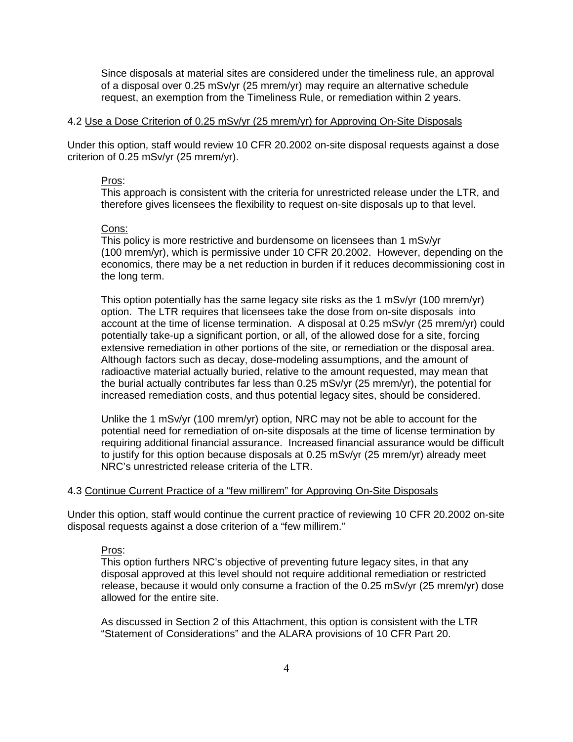Since disposals at material sites are considered under the timeliness rule, an approval of a disposal over 0.25 mSv/yr (25 mrem/yr) may require an alternative schedule request, an exemption from the Timeliness Rule, or remediation within 2 years.

### 4.2 Use a Dose Criterion of 0.25 mSv/yr (25 mrem/yr) for Approving On-Site Disposals

Under this option, staff would review 10 CFR 20.2002 on-site disposal requests against a dose criterion of 0.25 mSv/yr (25 mrem/yr).

Pros:
This approach is consistent with the criteria for unrestricted release under the LTR, and therefore gives licensees the flexibility to request on-site disposals up to that level.

Cons:
This policy is more restrictive and burdensome on licensees than 1 mSv/yr (100 mrem/yr), which is permissive under 10 CFR 20.2002. However, depending on the economics, there may be a net reduction in burden if it reduces decommissioning cost in the long term.

This option potentially has the same legacy site risks as the 1 mSv/yr (100 mrem/yr) option. The LTR requires that licensees take the dose from on-site disposals into account at the time of license termination. A disposal at 0.25 mSv/yr (25 mrem/yr) could potentially take-up a significant portion, or all, of the allowed dose for a site, forcing extensive remediation in other portions of the site, or remediation or the disposal area. Although factors such as decay, dose-modeling assumptions, and the amount of radioactive material actually buried, relative to the amount requested, may mean that the burial actually contributes far less than 0.25 mSv/yr (25 mrem/yr), the potential for increased remediation costs, and thus potential legacy sites, should be considered.

Unlike the 1 mSv/yr (100 mrem/yr) option, NRC may not be able to account for the potential need for remediation of on-site disposals at the time of license termination by requiring additional financial assurance. Increased financial assurance would be difficult to justify for this option because disposals at 0.25 mSv/yr (25 mrem/yr) already meet NRC's unrestricted release criteria of the LTR.

### 4.3 Continue Current Practice of a "few millirem" for Approving On-Site Disposals

Under this option, staff would continue the current practice of reviewing 10 CFR 20.2002 on-site disposal requests against a dose criterion of a "few millirem."

Pros:
This option furthers NRC's objective of preventing future legacy sites, in that any disposal approved at this level should not require additional remediation or restricted release, because it would only consume a fraction of the 0.25 mSv/yr (25 mrem/yr) dose allowed for the entire site.

As discussed in Section 2 of this Attachment, this option is consistent with the LTR "Statement of Considerations" and the ALARA provisions of 10 CFR Part 20.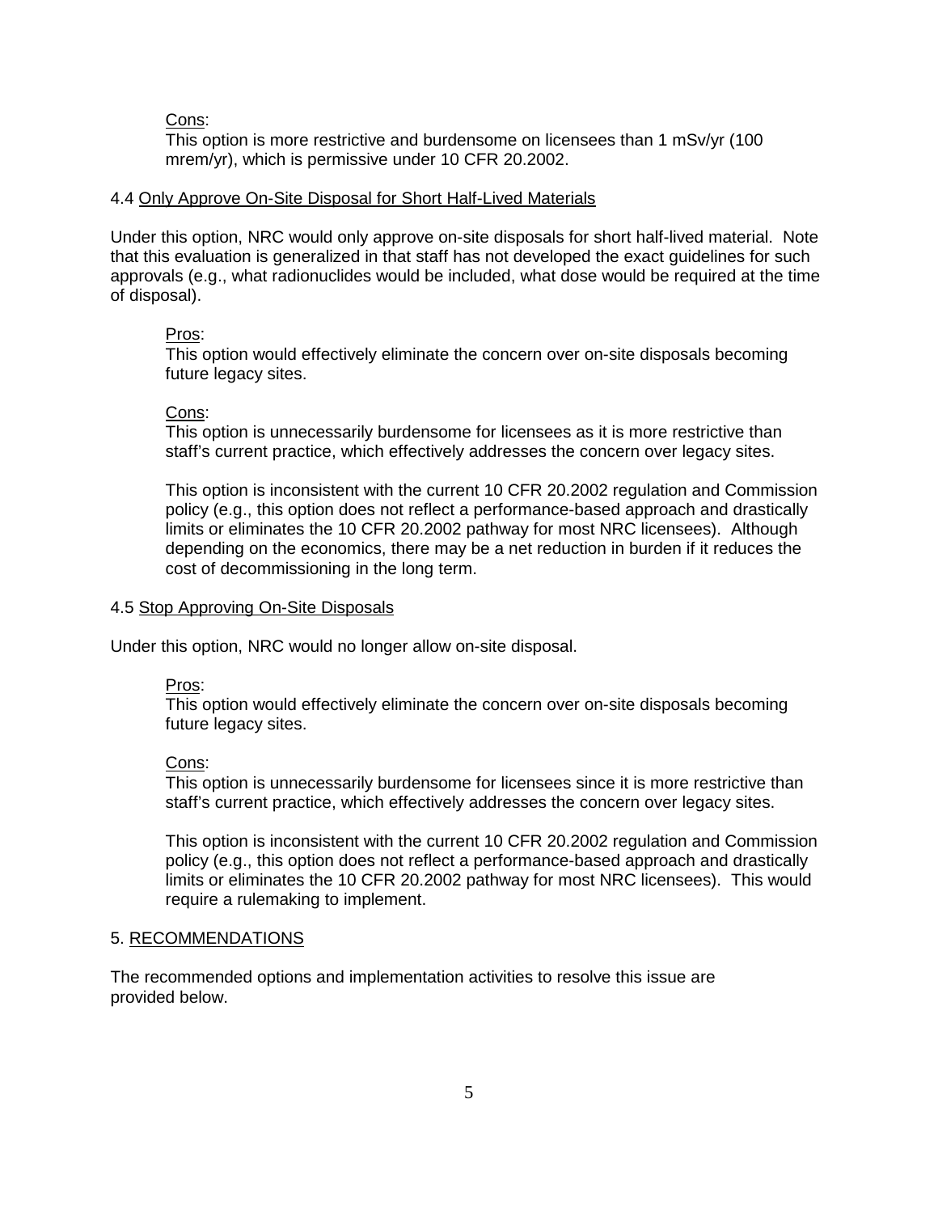Cons:

This option is more restrictive and burdensome on licensees than 1 mSv/yr (100 mrem/yr), which is permissive under 10 CFR 20.2002.

### 4.4 Only Approve On-Site Disposal for Short Half-Lived Materials

Under this option, NRC would only approve on-site disposals for short half-lived material. Note that this evaluation is generalized in that staff has not developed the exact guidelines for such approvals (e.g., what radionuclides would be included, what dose would be required at the time of disposal).

Pros:

This option would effectively eliminate the concern over on-site disposals becoming future legacy sites.

Cons:

This option is unnecessarily burdensome for licensees as it is more restrictive than staff's current practice, which effectively addresses the concern over legacy sites.

This option is inconsistent with the current 10 CFR 20.2002 regulation and Commission policy (e.g., this option does not reflect a performance-based approach and drastically limits or eliminates the 10 CFR 20.2002 pathway for most NRC licensees). Although depending on the economics, there may be a net reduction in burden if it reduces the cost of decommissioning in the long term.

### 4.5 Stop Approving On-Site Disposals

Under this option, NRC would no longer allow on-site disposal.

Pros:

This option would effectively eliminate the concern over on-site disposals becoming future legacy sites.

Cons:

This option is unnecessarily burdensome for licensees since it is more restrictive than staff's current practice, which effectively addresses the concern over legacy sites.

This option is inconsistent with the current 10 CFR 20.2002 regulation and Commission policy (e.g., this option does not reflect a performance-based approach and drastically limits or eliminates the 10 CFR 20.2002 pathway for most NRC licensees). This would require a rulemaking to implement.

## 5. RECOMMENDATIONS

The recommended options and implementation activities to resolve this issue are provided below.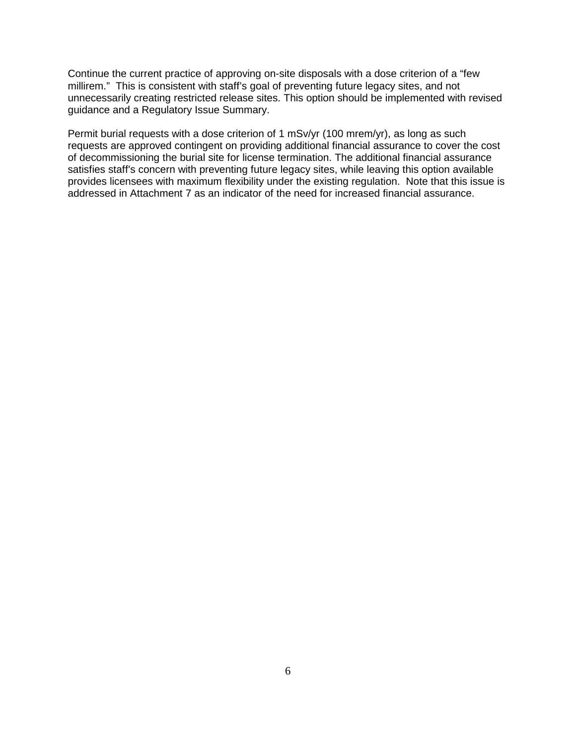Continue the current practice of approving on-site disposals with a dose criterion of a “few millirem.” This is consistent with staff’s goal of preventing future legacy sites, and not unnecessarily creating restricted release sites. This option should be implemented with revised guidance and a Regulatory Issue Summary.

Permit burial requests with a dose criterion of 1 mSv/yr (100 mrem/yr), as long as such requests are approved contingent on providing additional financial assurance to cover the cost of decommissioning the burial site for license termination. The additional financial assurance satisfies staff's concern with preventing future legacy sites, while leaving this option available provides licensees with maximum flexibility under the existing regulation. Note that this issue is addressed in Attachment 7 as an indicator of the need for increased financial assurance.